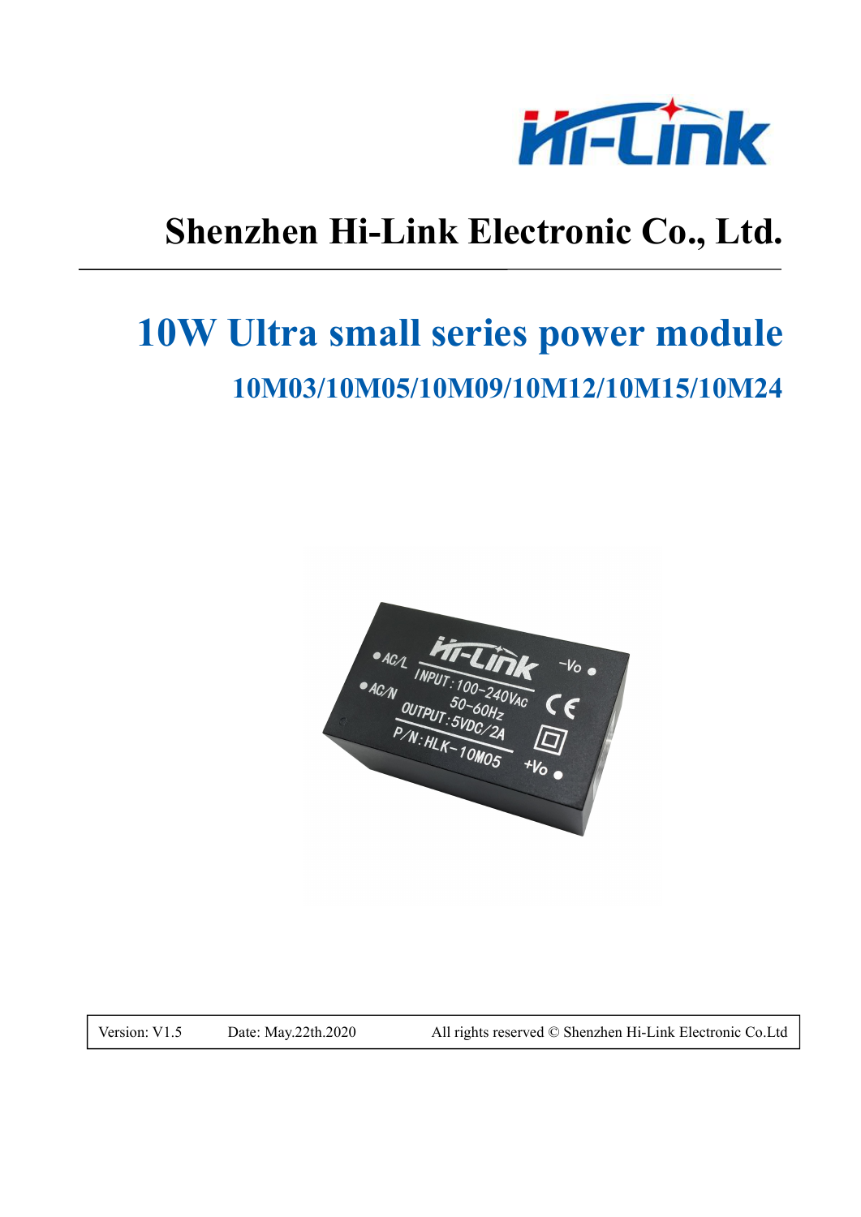# Shenzhen Hi-Link Electronic Co., Ltd.

## 10W Ultra small series power module

### 10M03/10M05/10M09/10M12/10M15/10M24

| Version: V1.5 | Date: May.22th.2020 | All rights reserved © Shenzhen Hi-Link Electronic Co.Ltd |
|---|---|---|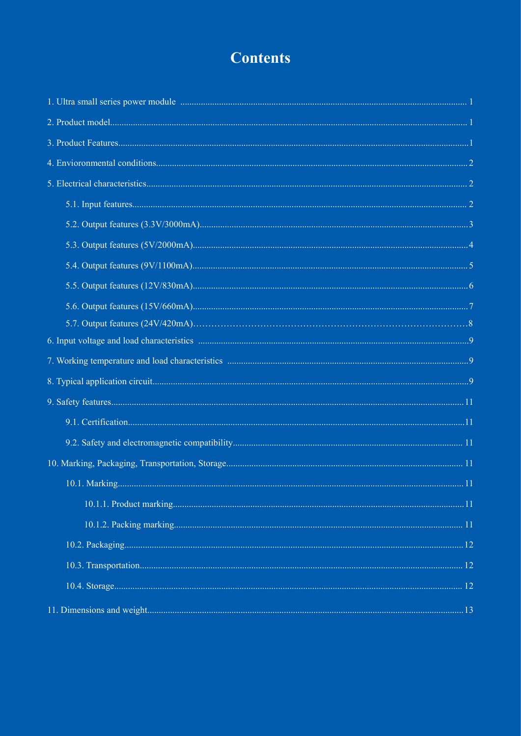# Contents

1. Ultra small series power module ........................................ 1
2. Product model........................................ 1
3. Product Features........................................ 1
4. Envioronmental conditions........................................ 2
5. Electrical characteristics........................................ 2
   - 5.1. Input features........................................ 2
   - 5.2. Output features (3.3V/3000mA)........................................ 3
   - 5.3. Output features (5V/2000mA)........................................ 4
   - 5.4. Output features (9V/1100mA)........................................ 5
   - 5.5. Output features (12V/830mA)........................................ 6
   - 5.6. Output features (15V/660mA)........................................ 7
   - 5.7. Output features (24V/420mA)........................................ 8
6. Input voltage and load characteristics ........................................ 9
7. Working temperature and load characteristics ........................................ 9
8. Typical application circuit........................................ 9
9. Safety features........................................ 11
   - 9.1. Certification........................................ 11
   - 9.2. Safety and electromagnetic compatibility........................................ 11
10. Marking, Packaging, Transportation, Storage........................................ 11
    - 10.1. Marking........................................ 11
      - 10.1.1. Product marking........................................ 11
      - 10.1.2. Packing marking........................................ 11
    - 10.2. Packaging........................................ 12
    - 10.3. Transportation........................................ 12
    - 10.4. Storage........................................ 12
11. Dimensions and weight........................................ 13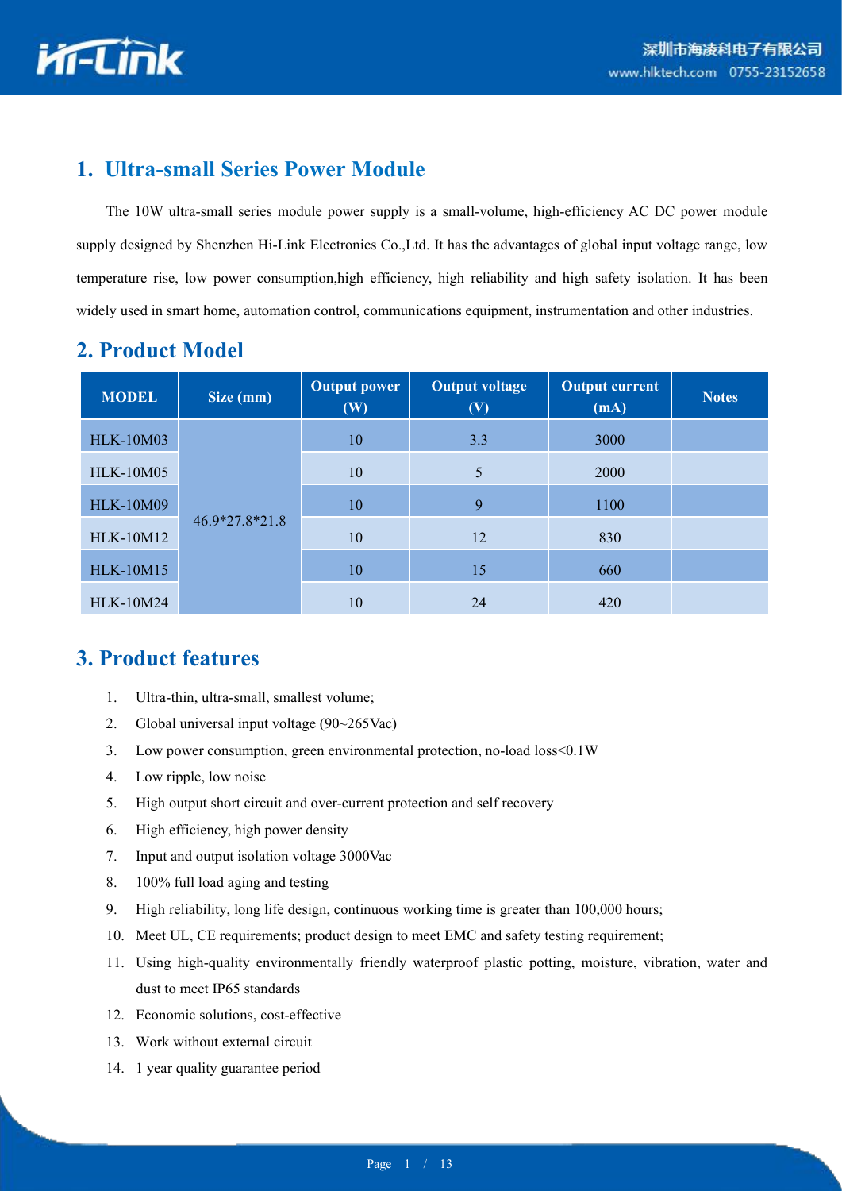## 1. Ultra-small Series Power Module

The 10W ultra-small series module power supply is a small-volume, high-efficiency AC DC power module supply designed by Shenzhen Hi-Link Electronics Co.,Ltd. It has the advantages of global input voltage range, low temperature rise, low power consumption,high efficiency, high reliability and high safety isolation. It has been widely used in smart home, automation control, communications equipment, instrumentation and other industries.

## 2. Product Model

| MODEL | Size (mm) | Output power (W) | Output voltage (V) | Output current (mA) | Notes |
|---|---|---|---|---|---|
| HLK-10M03 | 46.9*27.8*21.8 | 10 | 3.3 | 3000 | |
| HLK-10M05 | | 10 | 5 | 2000 | |
| HLK-10M09 | | 10 | 9 | 1100 | |
| HLK-10M12 | | 10 | 12 | 830 | |
| HLK-10M15 | | 10 | 15 | 660 | |
| HLK-10M24 | | 10 | 24 | 420 | |

## 3. Product features

1. Ultra-thin, ultra-small, smallest volume;
2. Global universal input voltage (90~265Vac)
3. Low power consumption, green environmental protection, no-load loss<0.1W
4. Low ripple, low noise
5. High output short circuit and over-current protection and self recovery
6. High efficiency, high power density
7. Input and output isolation voltage 3000Vac
8. 100% full load aging and testing
9. High reliability, long life design, continuous working time is greater than 100,000 hours;
10. Meet UL, CE requirements; product design to meet EMC and safety testing requirement;
11. Using high-quality environmentally friendly waterproof plastic potting, moisture, vibration, water and dust to meet IP65 standards
12. Economic solutions, cost-effective
13. Work without external circuit
14. 1 year quality guarantee period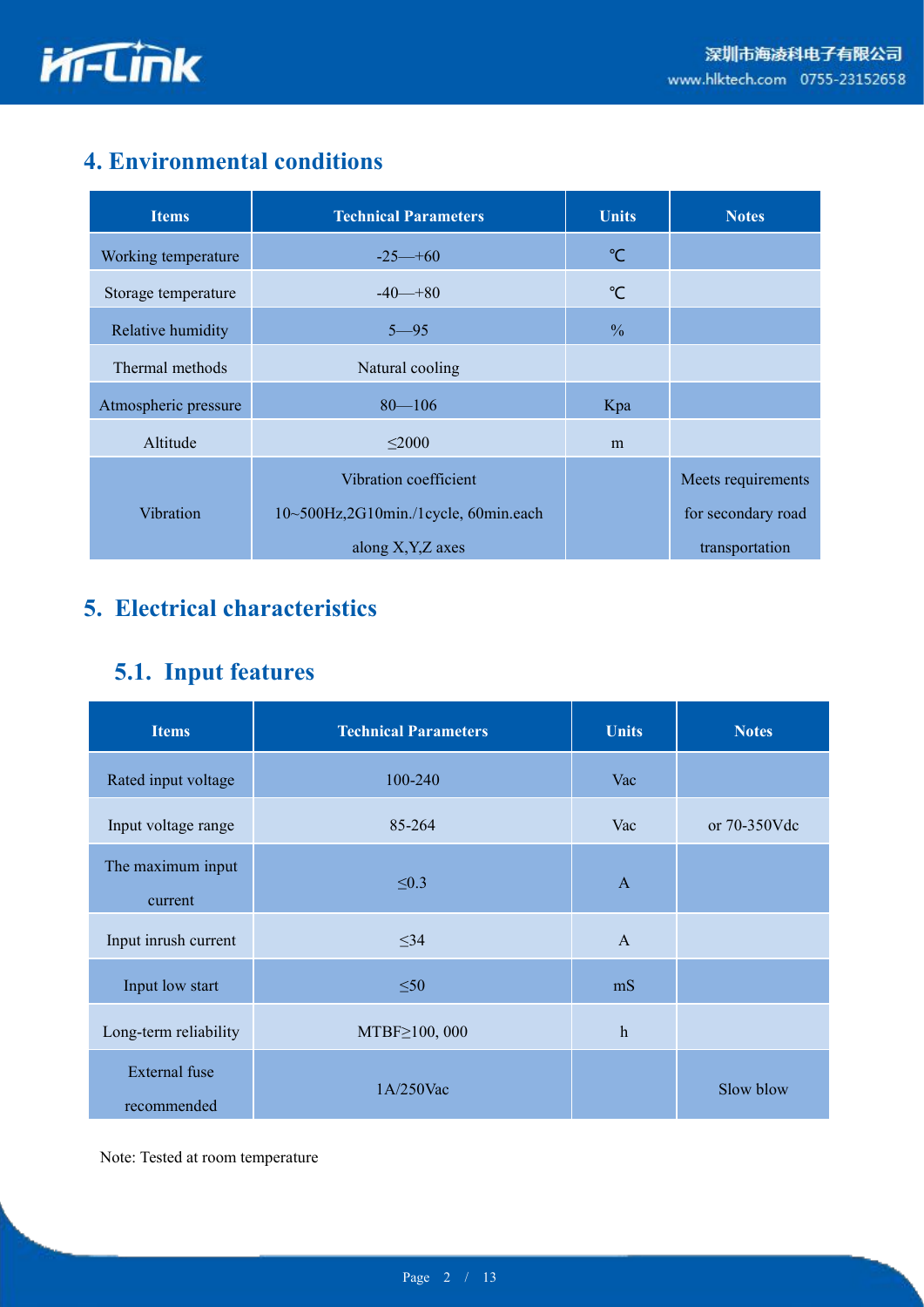## 4. Environmental conditions

| Items | Technical Parameters | Units | Notes |
|---|---|---|---|
| Working temperature | -25—+60 | ℃ | |
| Storage temperature | -40—+80 | ℃ | |
| Relative humidity | 5—95 | % | |
| Thermal methods | Natural cooling | | |
| Atmospheric pressure | 80—106 | Kpa | |
| Altitude | ≤2000 | m | |
| Vibration | Vibration coefficient 10~500Hz,2G10min./1cycle, 60min.each along X,Y,Z axes | | Meets requirements for secondary road transportation |

## 5. Electrical characteristics

### 5.1. Input features

| Items | Technical Parameters | Units | Notes |
|---|---|---|---|
| Rated input voltage | 100-240 | Vac | |
| Input voltage range | 85-264 | Vac | or 70-350Vdc |
| The maximum input current | ≤0.3 | A | |
| Input inrush current | ≤34 | A | |
| Input low start | ≤50 | mS | |
| Long-term reliability | MTBF≥100, 000 | h | |
| External fuse recommended | 1A/250Vac | | Slow blow |

Note: Tested at room temperature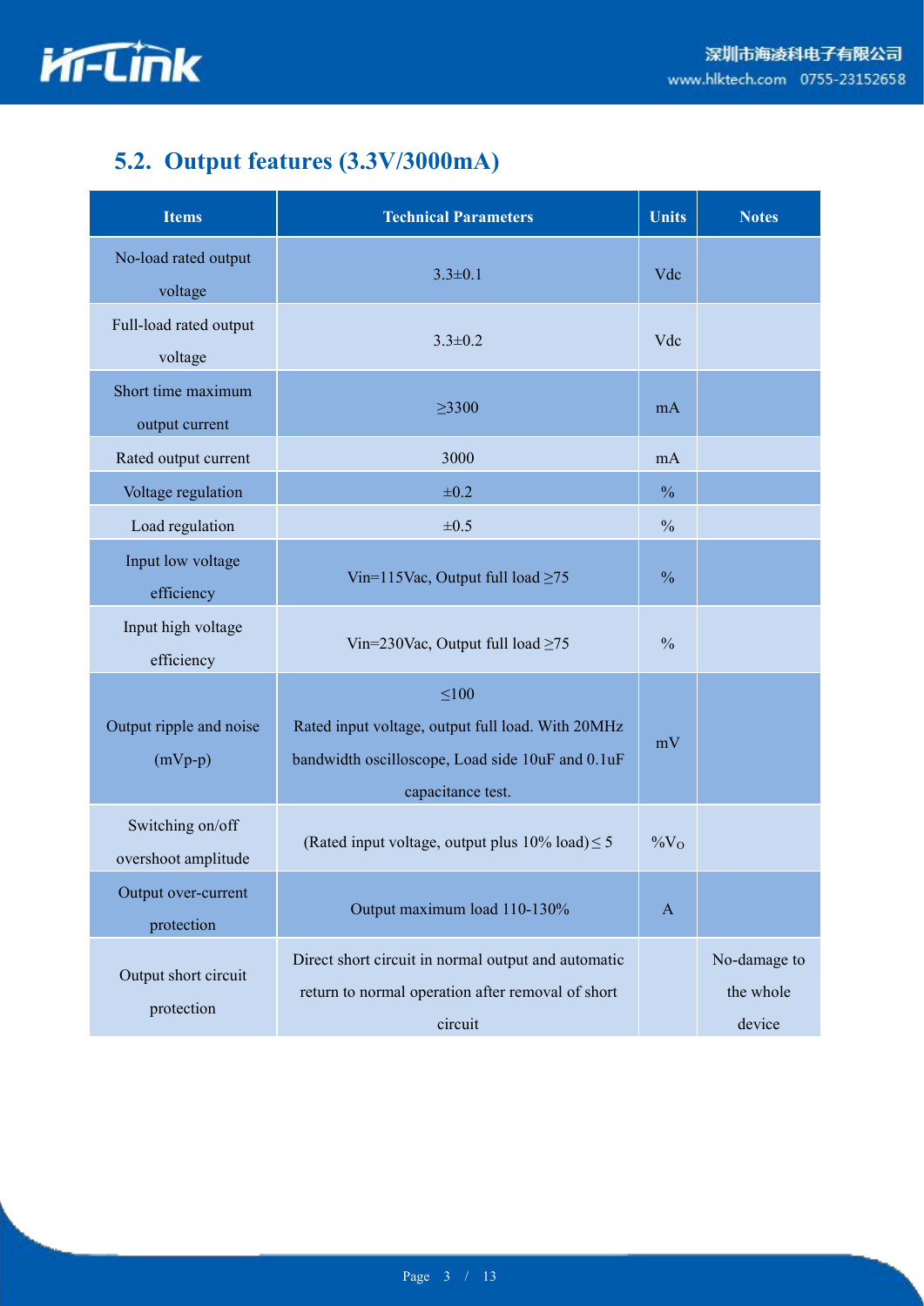## 5.2. Output features (3.3V/3000mA)

| Items | Technical Parameters | Units | Notes |
|---|---|---|---|
| No-load rated output voltage | 3.3±0.1 | Vdc | |
| Full-load rated output voltage | 3.3±0.2 | Vdc | |
| Short time maximum output current | ≥3300 | mA | |
| Rated output current | 3000 | mA | |
| Voltage regulation | ±0.2 | % | |
| Load regulation | ±0.5 | % | |
| Input low voltage efficiency | Vin=115Vac, Output full load ≥75 | % | |
| Input high voltage efficiency | Vin=230Vac, Output full load ≥75 | % | |
| Output ripple and noise (mVp-p) | ≤100<br>Rated input voltage, output full load. With 20MHz bandwidth oscilloscope, Load side 10uF and 0.1uF capacitance test. | mV | |
| Switching on/off overshoot amplitude | (Rated input voltage, output plus 10% load) ≤ 5 | $\%V_O$ | |
| Output over-current protection | Output maximum load 110-130% | A | |
| Output short circuit protection | Direct short circuit in normal output and automatic return to normal operation after removal of short circuit | | No-damage to the whole device |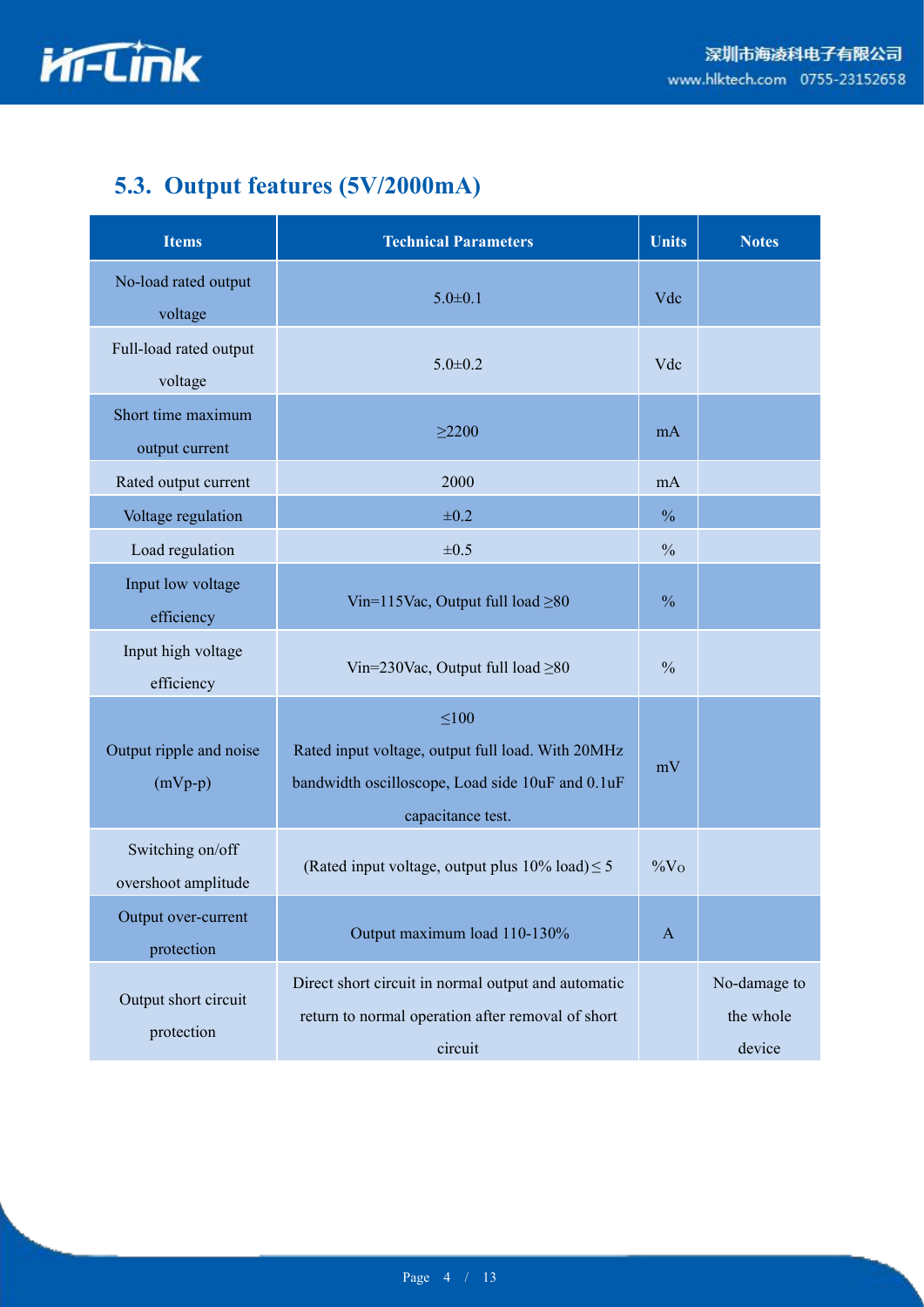## 5.3. Output features (5V/2000mA)

| Items | Technical Parameters | Units | Notes |
|---|---|---|---|
| No-load rated output voltage | 5.0±0.1 | Vdc | |
| Full-load rated output voltage | 5.0±0.2 | Vdc | |
| Short time maximum output current | ≥2200 | mA | |
| Rated output current | 2000 | mA | |
| Voltage regulation | ±0.2 | % | |
| Load regulation | ±0.5 | % | |
| Input low voltage efficiency | Vin=115Vac, Output full load ≥80 | % | |
| Input high voltage efficiency | Vin=230Vac, Output full load ≥80 | % | |
| Output ripple and noise (mVp-p) | ≤100<br>Rated input voltage, output full load. With 20MHz bandwidth oscilloscope, Load side 10uF and 0.1uF capacitance test. | mV | |
| Switching on/off overshoot amplitude | (Rated input voltage, output plus 10% load) ≤ 5 | %Vo | |
| Output over-current protection | Output maximum load 110-130% | A | |
| Output short circuit protection | Direct short circuit in normal output and automatic return to normal operation after removal of short circuit | | No-damage to the whole device |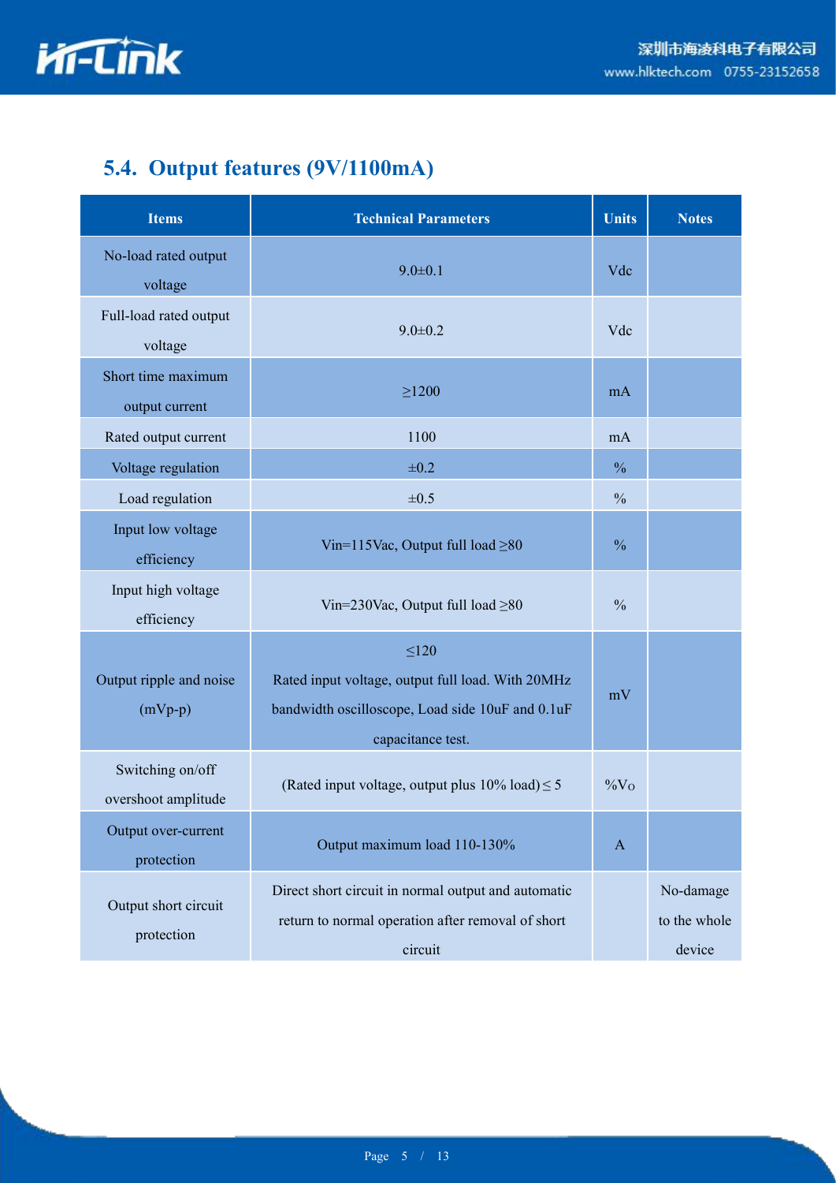## 5.4. Output features (9V/1100mA)

| Items | Technical Parameters | Units | Notes |
|---|---|---|---|
| No-load rated output voltage | 9.0±0.1 | Vdc | |
| Full-load rated output voltage | 9.0±0.2 | Vdc | |
| Short time maximum output current | ≥1200 | mA | |
| Rated output current | 1100 | mA | |
| Voltage regulation | ±0.2 | % | |
| Load regulation | ±0.5 | % | |
| Input low voltage efficiency | Vin=115Vac, Output full load ≥80 | % | |
| Input high voltage efficiency | Vin=230Vac, Output full load ≥80 | % | |
| Output ripple and noise (mVp-p) | ≤120 Rated input voltage, output full load. With 20MHz bandwidth oscilloscope, Load side 10uF and 0.1uF capacitance test. | mV | |
| Switching on/off overshoot amplitude | (Rated input voltage, output plus 10% load) ≤ 5 | $\%V_O$ | |
| Output over-current protection | Output maximum load 110-130% | A | |
| Output short circuit protection | Direct short circuit in normal output and automatic return to normal operation after removal of short circuit | | No-damage to the whole device |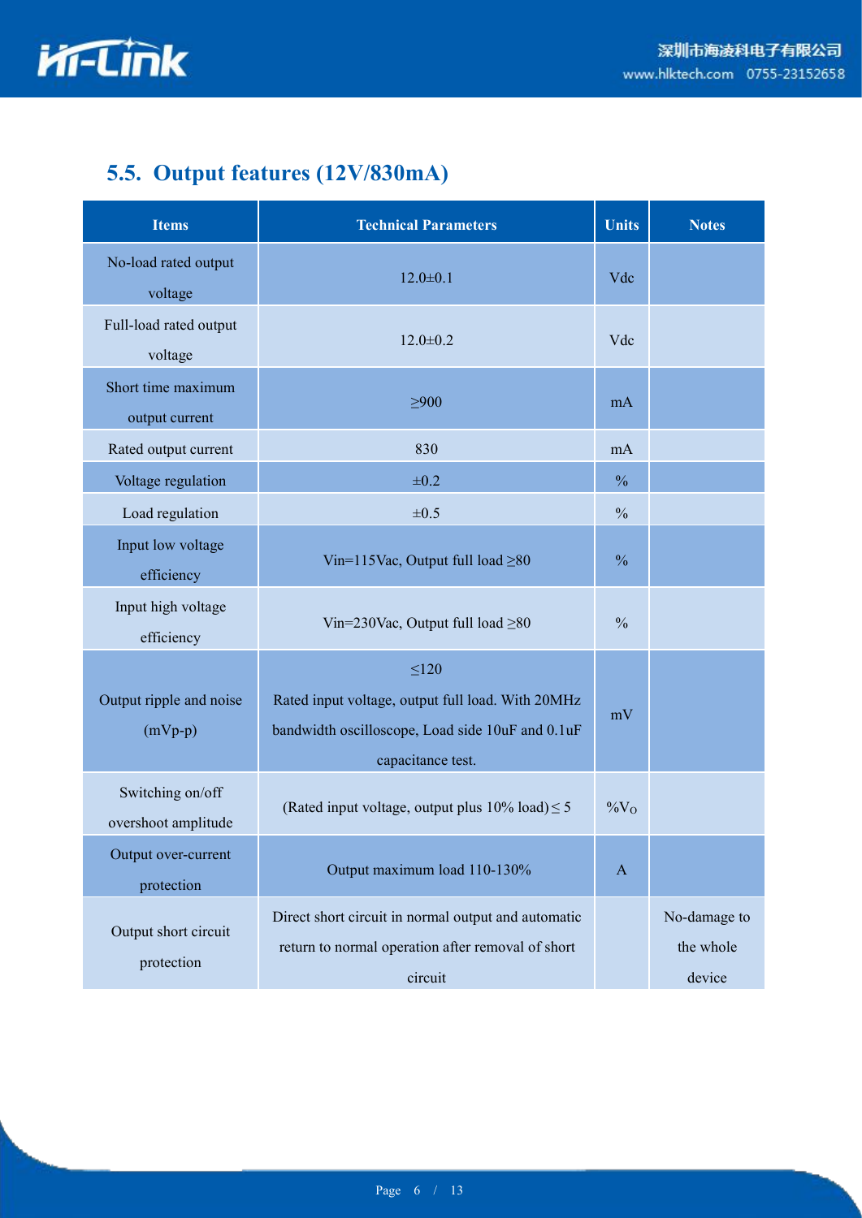## 5.5. Output features (12V/830mA)

| Items | Technical Parameters | Units | Notes |
|---|---|---|---|
| No-load rated output voltage | 12.0±0.1 | Vdc | |
| Full-load rated output voltage | 12.0±0.2 | Vdc | |
| Short time maximum output current | ≥900 | mA | |
| Rated output current | 830 | mA | |
| Voltage regulation | ±0.2 | % | |
| Load regulation | ±0.5 | % | |
| Input low voltage efficiency | Vin=115Vac, Output full load ≥80 | % | |
| Input high voltage efficiency | Vin=230Vac, Output full load ≥80 | % | |
| Output ripple and noise (mVp-p) | ≤120 Rated input voltage, output full load. With 20MHz bandwidth oscilloscope, Load side 10uF and 0.1uF capacitance test. | mV | |
| Switching on/off overshoot amplitude | (Rated input voltage, output plus 10% load) ≤ 5 | $\%V_O$ | |
| Output over-current protection | Output maximum load 110-130% | A | |
| Output short circuit protection | Direct short circuit in normal output and automatic return to normal operation after removal of short circuit | | No-damage to the whole device |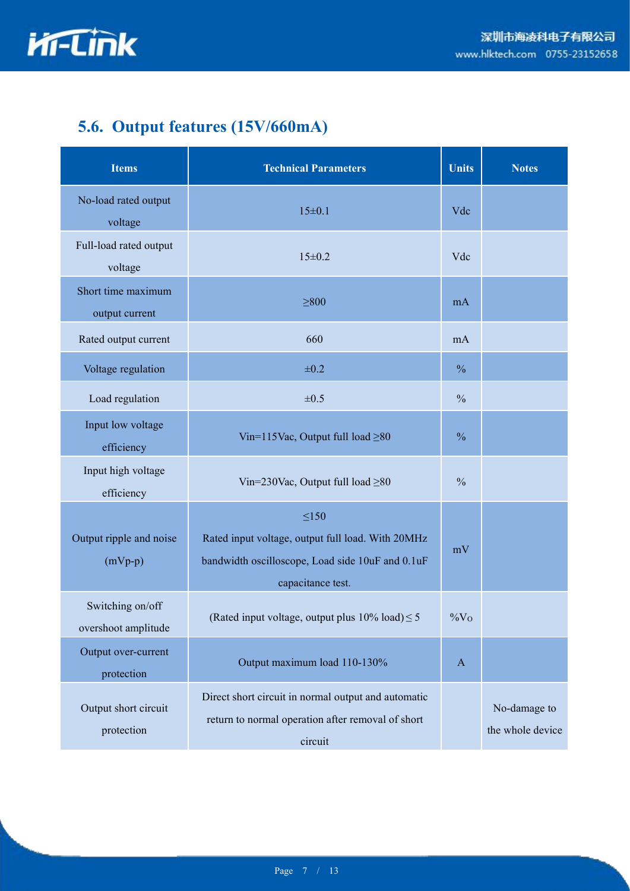## 5.6. Output features (15V/660mA)

| Items | Technical Parameters | Units | Notes |
|---|---|---|---|
| No-load rated output voltage | 15±0.1 | Vdc | |
| Full-load rated output voltage | 15±0.2 | Vdc | |
| Short time maximum output current | ≥800 | mA | |
| Rated output current | 660 | mA | |
| Voltage regulation | ±0.2 | % | |
| Load regulation | ±0.5 | % | |
| Input low voltage efficiency | Vin=115Vac, Output full load ≥80 | % | |
| Input high voltage efficiency | Vin=230Vac, Output full load ≥80 | % | |
| Output ripple and noise (mVp-p) | ≤150<br>Rated input voltage, output full load. With 20MHz bandwidth oscilloscope, Load side 10uF and 0.1uF capacitance test. | mV | |
| Switching on/off overshoot amplitude | (Rated input voltage, output plus 10% load) ≤ 5 | %Vo | |
| Output over-current protection | Output maximum load 110-130% | A | |
| Output short circuit protection | Direct short circuit in normal output and automatic return to normal operation after removal of short circuit | | No-damage to the whole device |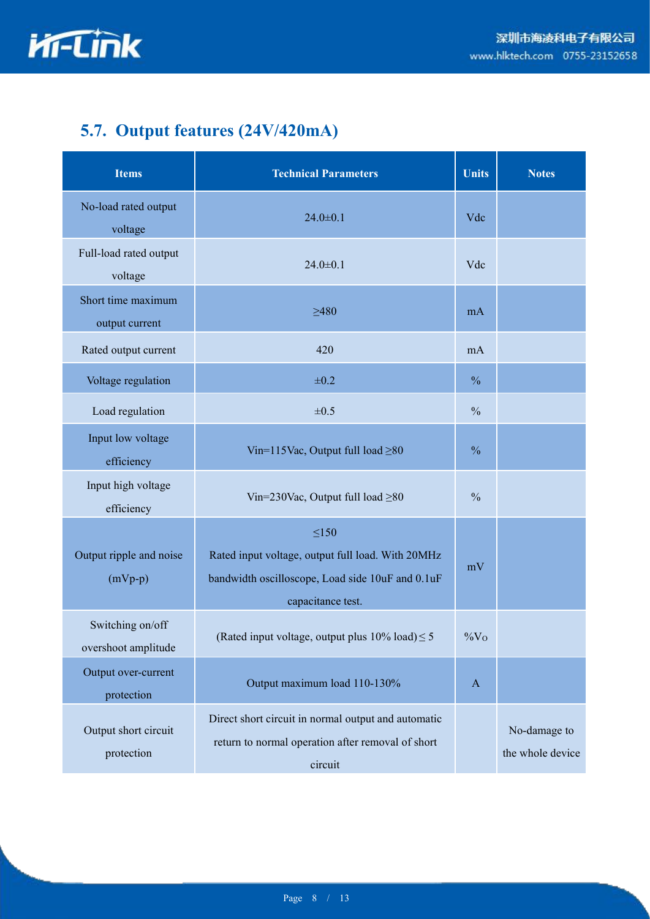## 5.7. Output features (24V/420mA)

| Items | Technical Parameters | Units | Notes |
|---|---|---|---|
| No-load rated output voltage | 24.0±0.1 | Vdc | |
| Full-load rated output voltage | 24.0±0.1 | Vdc | |
| Short time maximum output current | ≥480 | mA | |
| Rated output current | 420 | mA | |
| Voltage regulation | ±0.2 | % | |
| Load regulation | ±0.5 | % | |
| Input low voltage efficiency | Vin=115Vac, Output full load ≥80 | % | |
| Input high voltage efficiency | Vin=230Vac, Output full load ≥80 | % | |
| Output ripple and noise (mVp-p) | ≤150<br>Rated input voltage, output full load. With 20MHz bandwidth oscilloscope, Load side 10uF and 0.1uF capacitance test. | mV | |
| Switching on/off overshoot amplitude | (Rated input voltage, output plus 10% load) ≤ 5 | %Vo | |
| Output over-current protection | Output maximum load 110-130% | A | |
| Output short circuit protection | Direct short circuit in normal output and automatic return to normal operation after removal of short circuit | | No-damage to the whole device |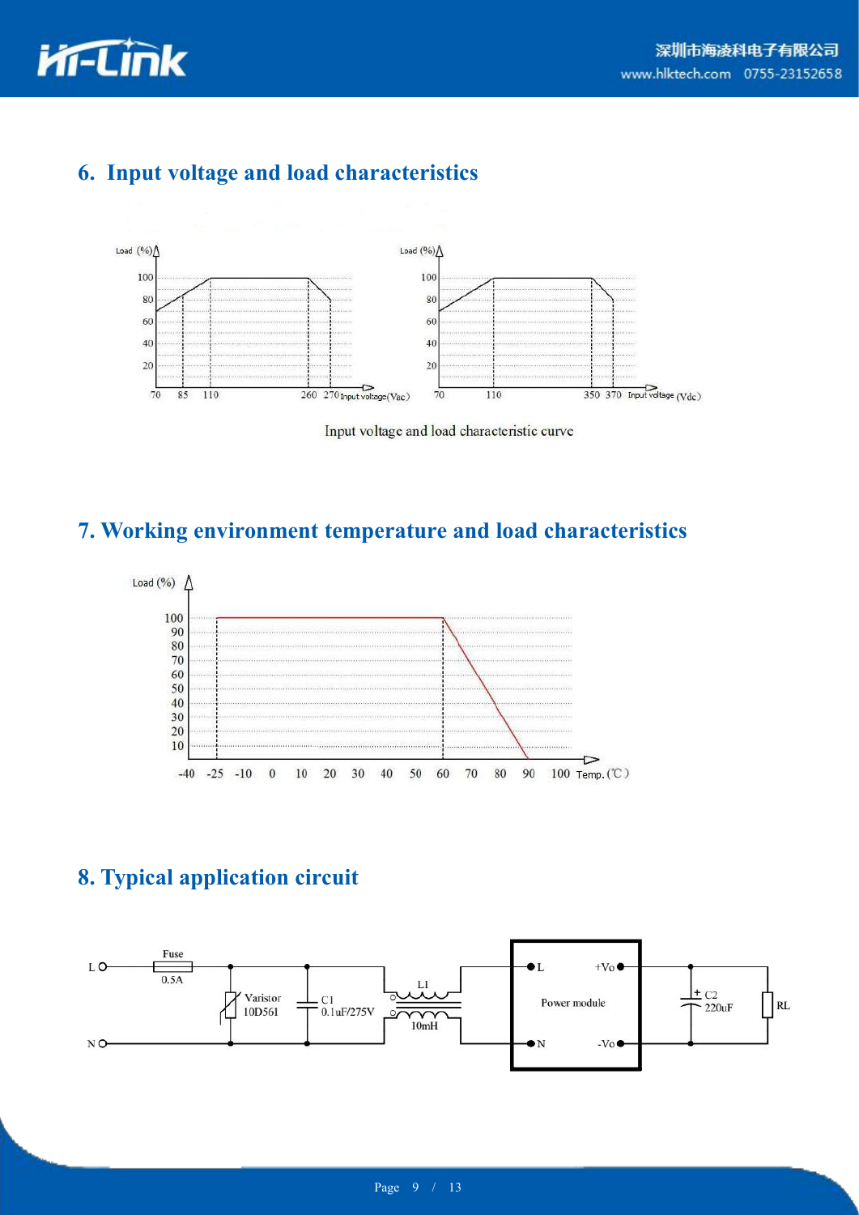## 6. Input voltage and load characteristics

Load (%)

100
80
60
40
20

70 85 110 260 270 Input voltage(Vac)

Load (%)

100
80
60
40
20

70 110 350 370 Input voltage (Vdc)

Input voltage and load characteristic curve

## 7. Working environment temperature and load characteristics

Load (%)

100
90
80
70
60
50
40
30
20
10

-40 -25 -10 0 10 20 30 40 50 60 70 80 90 100 Temp.(℃)

## 8. Typical application circuit

L, N, Fuse 0.5A, Varistor 10D561, C1 0.1uF/275V, L1 10mH, Power module (L, N, +Vo, -Vo), C2 220uF, RL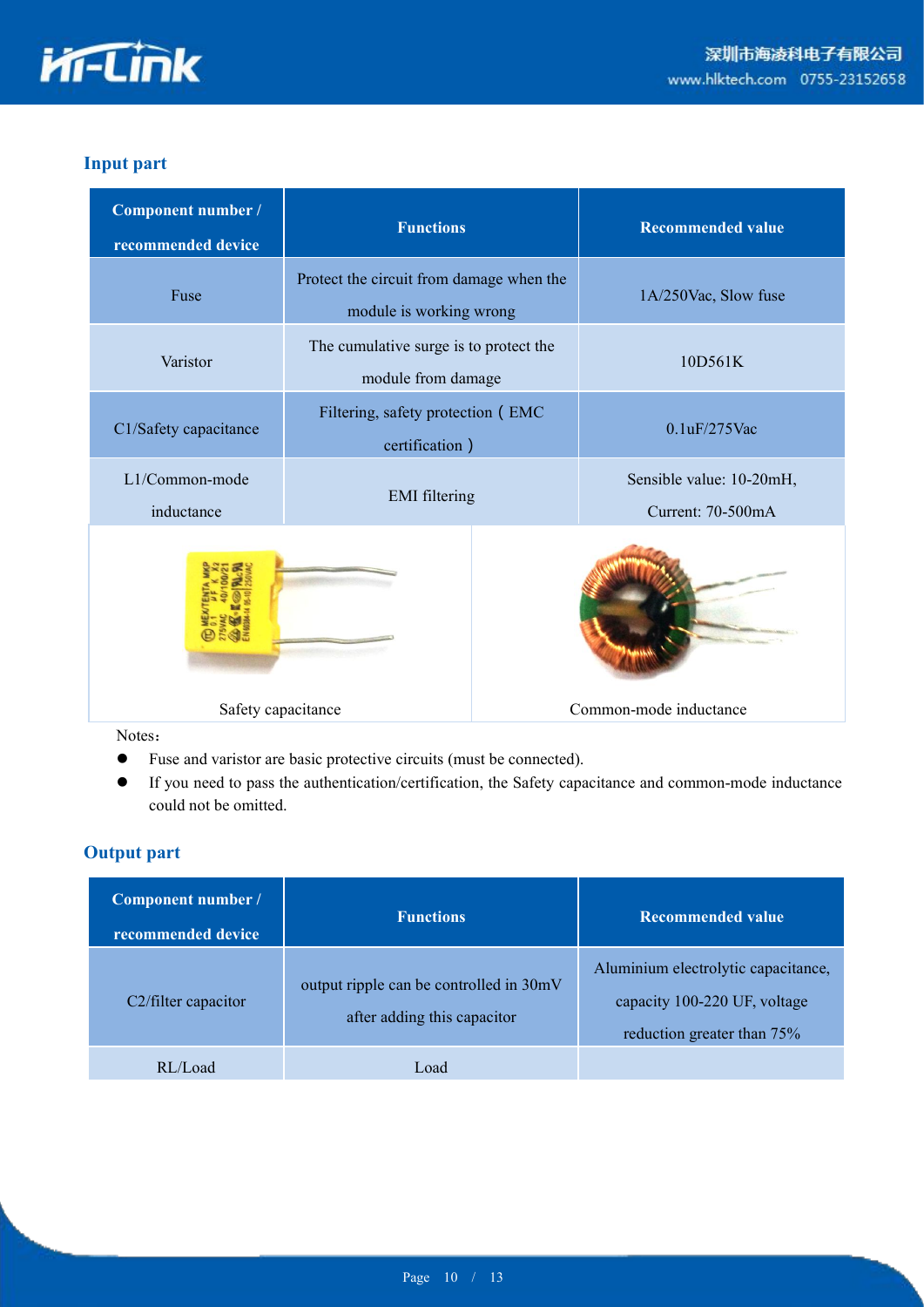## Input part

| Component number / recommended device | Functions | Recommended value |
|---|---|---|
| Fuse | Protect the circuit from damage when the module is working wrong | 1A/250Vac, Slow fuse |
| Varistor | The cumulative surge is to protect the module from damage | 10D561K |
| C1/Safety capacitance | Filtering, safety protection（EMC certification） | 0.1uF/275Vac |
| L1/Common-mode inductance | EMI filtering | Sensible value: 10-20mH, Current: 70-500mA |

Safety capacitance

Common-mode inductance

Notes：

- Fuse and varistor are basic protective circuits (must be connected).
- If you need to pass the authentication/certification, the Safety capacitance and common-mode inductance could not be omitted.

## Output part

| Component number / recommended device | Functions | Recommended value |
|---|---|---|
| C2/filter capacitor | output ripple can be controlled in 30mV after adding this capacitor | Aluminium electrolytic capacitance, capacity 100-220 UF, voltage reduction greater than 75% |
| RL/Load | Load | |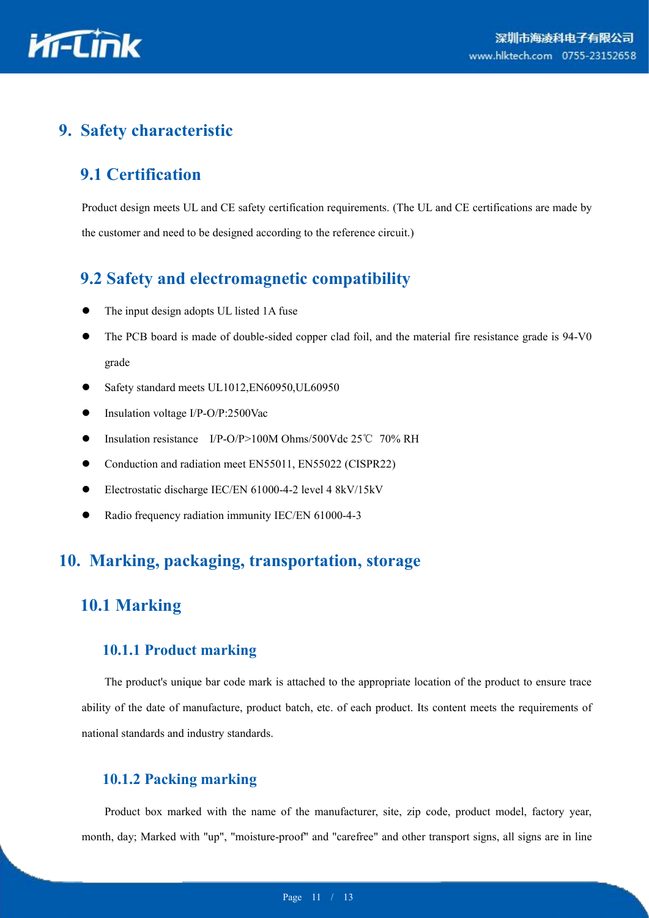# 9. Safety characteristic

## 9.1 Certification

Product design meets UL and CE safety certification requirements. (The UL and CE certifications are made by the customer and need to be designed according to the reference circuit.)

## 9.2 Safety and electromagnetic compatibility

- The input design adopts UL listed 1A fuse
- The PCB board is made of double-sided copper clad foil, and the material fire resistance grade is 94-V0 grade
- Safety standard meets UL1012,EN60950,UL60950
- Insulation voltage I/P-O/P:2500Vac
- Insulation resistance I/P-O/P>100M Ohms/500Vdc 25℃ 70% RH
- Conduction and radiation meet EN55011, EN55022 (CISPR22)
- Electrostatic discharge IEC/EN 61000-4-2 level 4 8kV/15kV
- Radio frequency radiation immunity IEC/EN 61000-4-3

# 10. Marking, packaging, transportation, storage

## 10.1 Marking

### 10.1.1 Product marking

The product's unique bar code mark is attached to the appropriate location of the product to ensure trace ability of the date of manufacture, product batch, etc. of each product. Its content meets the requirements of national standards and industry standards.

### 10.1.2 Packing marking

Product box marked with the name of the manufacturer, site, zip code, product model, factory year, month, day; Marked with "up", "moisture-proof" and "carefree" and other transport signs, all signs are in line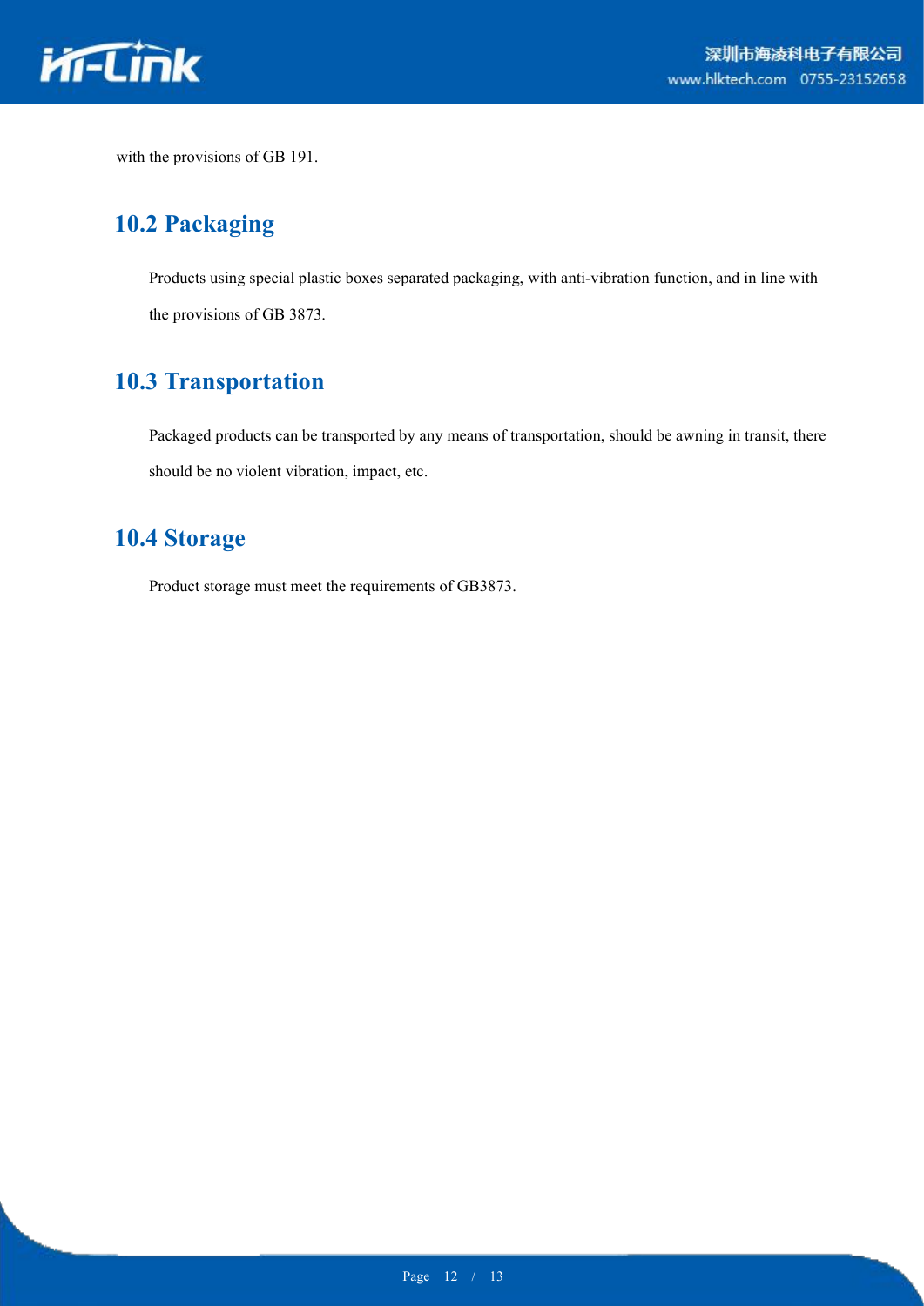with the provisions of GB 191.

## 10.2 Packaging

Products using special plastic boxes separated packaging, with anti-vibration function, and in line with the provisions of GB 3873.

## 10.3 Transportation

Packaged products can be transported by any means of transportation, should be awning in transit, there should be no violent vibration, impact, etc.

## 10.4 Storage

Product storage must meet the requirements of GB3873.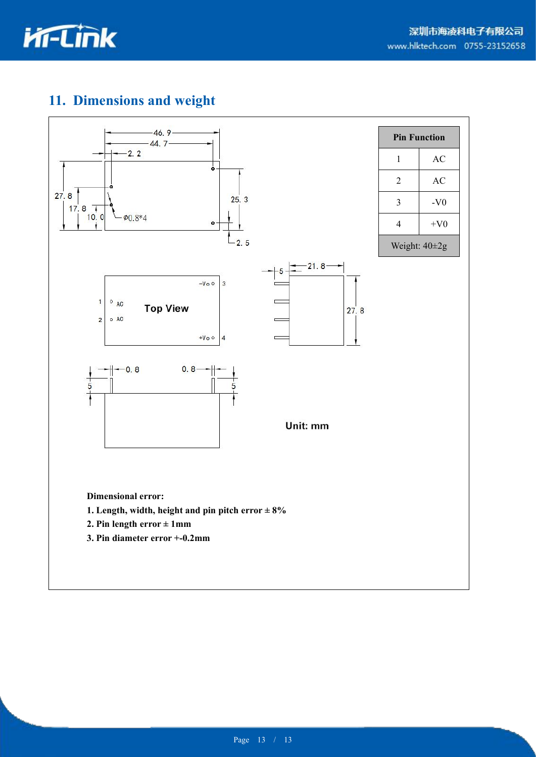## 11. Dimensions and weight

46.9
44.7
2.2
27.8
17.8
10.0
Φ0.8*4
25.3
2.5

| Pin Function | |
|---|---|
| 1 | AC |
| 2 | AC |
| 3 | -V0 |
| 4 | +V0 |
| Weight: 40±2g | |

-Vo 3
1 AC
2 AC
Top View
+Vo 4

5
21.8
27.8

0.8
0.8
5
5

Unit: mm

**Dimensional error:**

**1. Length, width, height and pin pitch error ± 8%**

**2. Pin length error ± 1mm**

**3. Pin diameter error +-0.2mm**